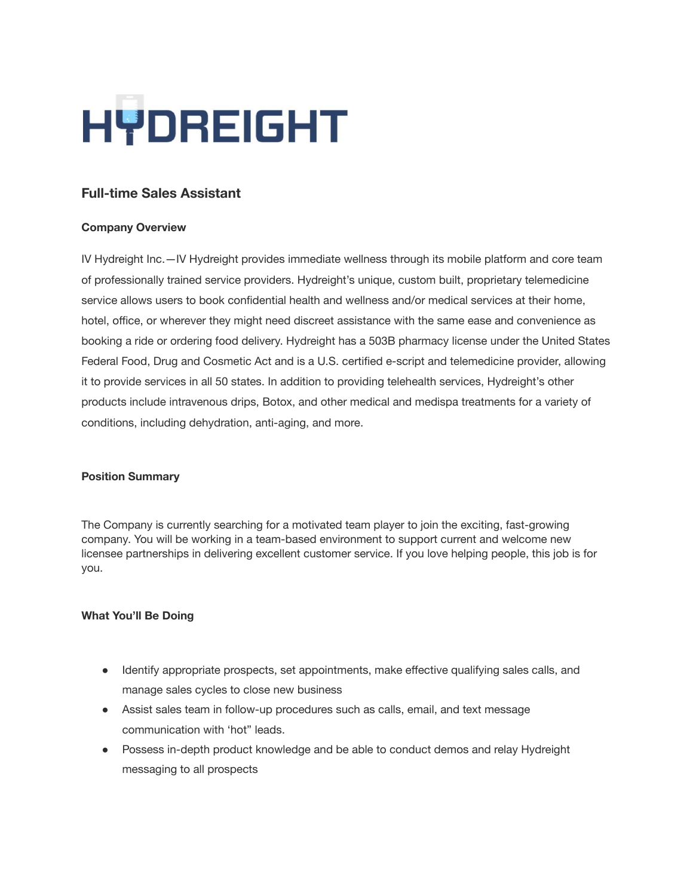# HYDREIGHT

## Full-time Sales Assistant

### Company Overview

IV Hydreight Inc.—IV Hydreight provides immediate wellness through its mobile platform and core team of professionally trained service providers. Hydreight's unique, custom built, proprietary telemedicine service allows users to book confidential health and wellness and/or medical services at their home, hotel, office, or wherever they might need discreet assistance with the same ease and convenience as booking a ride or ordering food delivery. Hydreight has a 503B pharmacy license under the United States Federal Food, Drug and Cosmetic Act and is a U.S. certified e-script and telemedicine provider, allowing it to provide services in all 50 states. In addition to providing telehealth services, Hydreight's other products include intravenous drips, Botox, and other medical and medispa treatments for a variety of conditions, including dehydration, anti-aging, and more.

### Position Summary

The Company is currently searching for a motivated team player to join the exciting, fast-growing company. You will be working in a team-based environment to support current and welcome new licensee partnerships in delivering excellent customer service. If you love helping people, this job is for you.

### What You'll Be Doing

- Identify appropriate prospects, set appointments, make effective qualifying sales calls, and manage sales cycles to close new business
- Assist sales team in follow-up procedures such as calls, email, and text message communication with 'hot" leads.
- Possess in-depth product knowledge and be able to conduct demos and relay Hydreight messaging to all prospects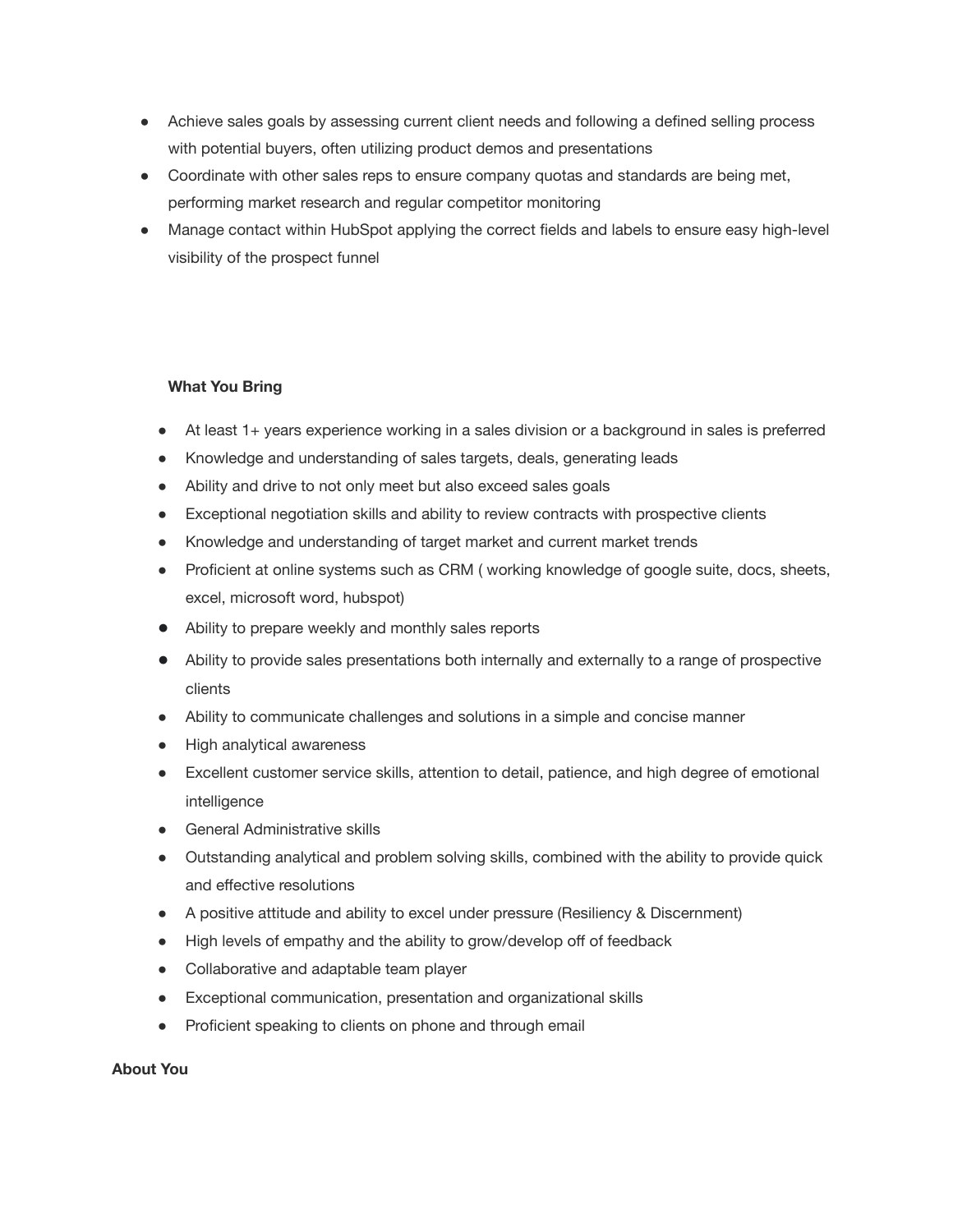- Achieve sales goals by assessing current client needs and following a defined selling process with potential buyers, often utilizing product demos and presentations
- Coordinate with other sales reps to ensure company quotas and standards are being met, performing market research and regular competitor monitoring
- Manage contact within HubSpot applying the correct fields and labels to ensure easy high-level visibility of the prospect funnel

**What You Bring**

- At least 1+ years experience working in a sales division or a background in sales is preferred
- Knowledge and understanding of sales targets, deals, generating leads
- Ability and drive to not only meet but also exceed sales goals
- Exceptional negotiation skills and ability to review contracts with prospective clients
- Knowledge and understanding of target market and current market trends
- Proficient at online systems such as CRM ( working knowledge of google suite, docs, sheets, excel, microsoft word, hubspot)
- Ability to prepare weekly and monthly sales reports
- Ability to provide sales presentations both internally and externally to a range of prospective clients
- Ability to communicate challenges and solutions in a simple and concise manner
- High analytical awareness
- Excellent customer service skills, attention to detail, patience, and high degree of emotional intelligence
- General Administrative skills
- Outstanding analytical and problem solving skills, combined with the ability to provide quick and effective resolutions
- A positive attitude and ability to excel under pressure (Resiliency & Discernment)
- High levels of empathy and the ability to grow/develop off of feedback
- Collaborative and adaptable team player
- Exceptional communication, presentation and organizational skills
- Proficient speaking to clients on phone and through email

**About You**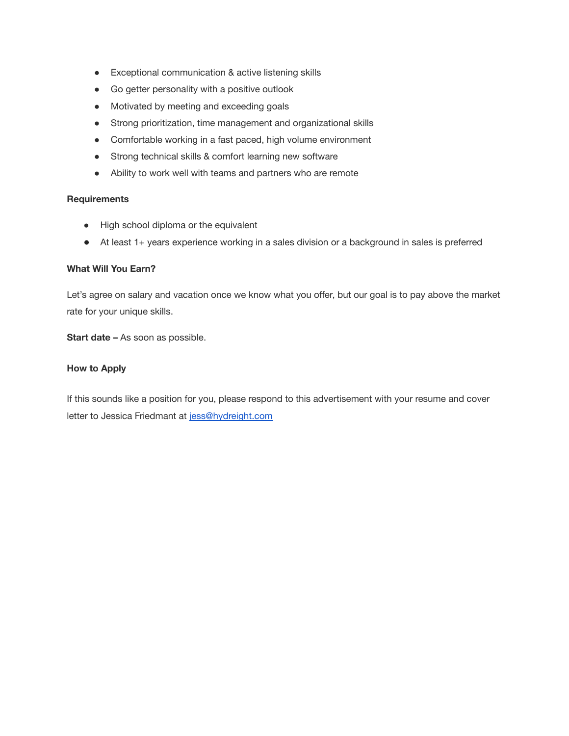- Exceptional communication & active listening skills
- Go getter personality with a positive outlook
- Motivated by meeting and exceeding goals
- Strong prioritization, time management and organizational skills
- Comfortable working in a fast paced, high volume environment
- Strong technical skills & comfort learning new software
- Ability to work well with teams and partners who are remote

**Requirements**

- High school diploma or the equivalent
- At least 1+ years experience working in a sales division or a background in sales is preferred

**What Will You Earn?**

Let's agree on salary and vacation once we know what you offer, but our goal is to pay above the market rate for your unique skills.

**Start date –** As soon as possible.

**How to Apply**

If this sounds like a position for you, please respond to this advertisement with your resume and cover letter to Jessica Friedmant at [jess@hydreight.com](mailto:jess@hydreight.com)